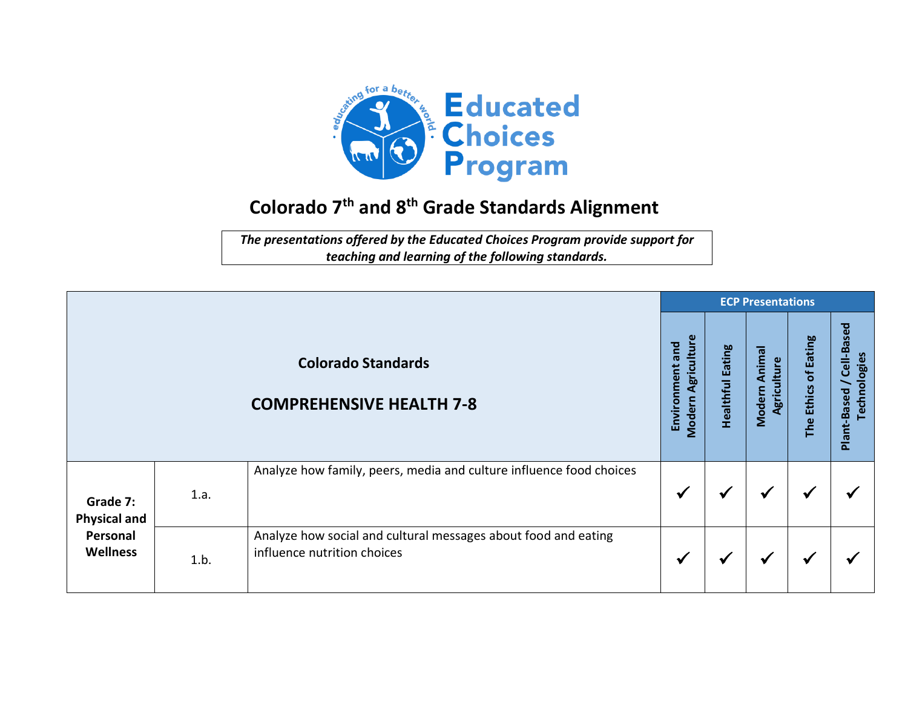# Educated Choices Program

## Colorado 7th and 8th Grade Standards Alignment

*The presentations offered by the Educated Choices Program provide support for teaching and learning of the following standards.*

| Colorado Standards<br><br>COMPREHENSIVE HEALTH 7-8 | | | ECP Presentations | | | | |
|---|---|---|---|---|---|---|---|
| | | | Environment and Modern Agriculture | Healthful Eating | Modern Animal Agriculture | The Ethics of Eating | Plant-Based / Cell-Based Technologies |
| **Grade 7: Physical and Personal Wellness** | 1.a. | Analyze how family, peers, media and culture influence food choices | ✓ | ✓ | ✓ | ✓ | ✓ |
| | 1.b. | Analyze how social and cultural messages about food and eating influence nutrition choices | ✓ | ✓ | ✓ | ✓ | ✓ |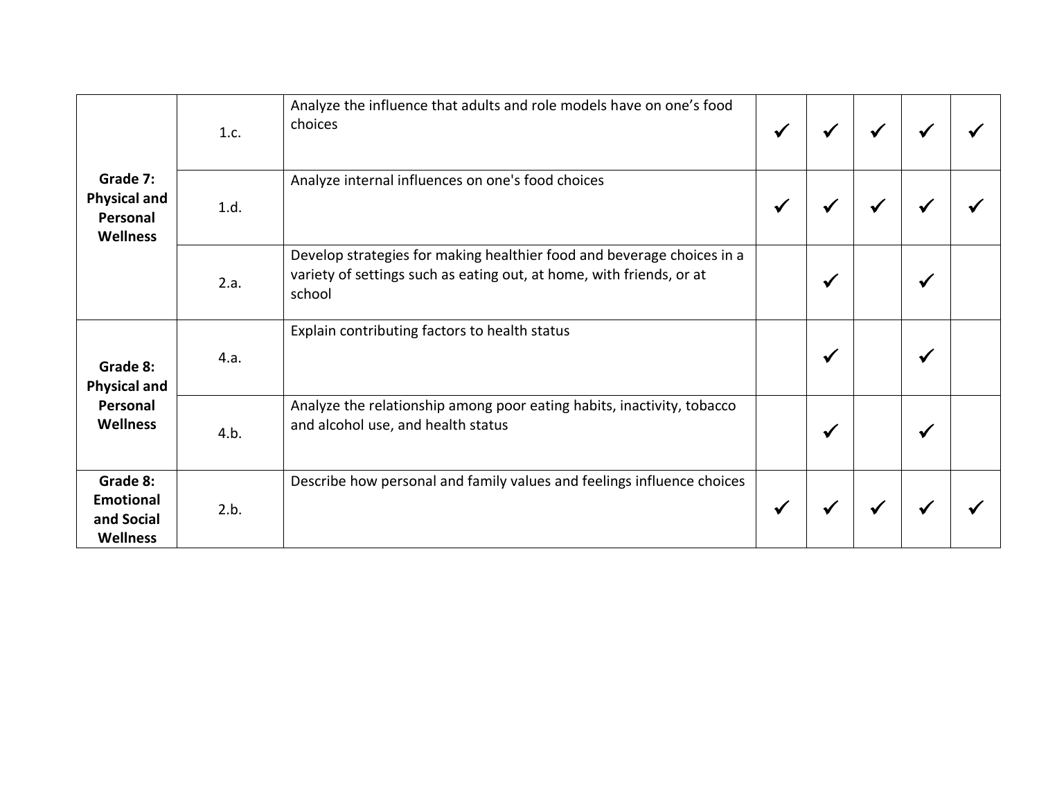| | | | | | | | |
|---|---|---|---|---|---|---|---|
| **Grade 7: Physical and Personal Wellness** | 1.c. | Analyze the influence that adults and role models have on one's food choices | ✓ | ✓ | ✓ | ✓ | ✓ |
| | 1.d. | Analyze internal influences on one's food choices | ✓ | ✓ | ✓ | ✓ | ✓ |
| | 2.a. | Develop strategies for making healthier food and beverage choices in a variety of settings such as eating out, at home, with friends, or at school | | ✓ | | ✓ | |
| **Grade 8: Physical and Personal Wellness** | 4.a. | Explain contributing factors to health status | | ✓ | | ✓ | |
| | 4.b. | Analyze the relationship among poor eating habits, inactivity, tobacco and alcohol use, and health status | | ✓ | | ✓ | |
| **Grade 8: Emotional and Social Wellness** | 2.b. | Describe how personal and family values and feelings influence choices | ✓ | ✓ | ✓ | ✓ | ✓ |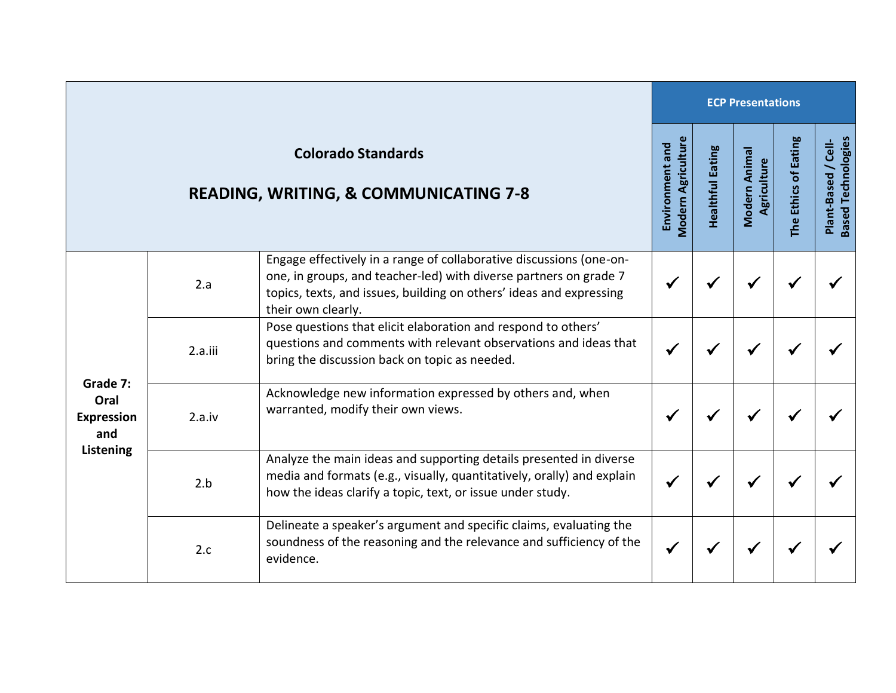| Colorado Standards<br><br>READING, WRITING, & COMMUNICATING 7-8 | | | ECP Presentations | | | | |
|---|---|---|---|---|---|---|---|
| | | | Environment and Modern Agriculture | Healthful Eating | Modern Animal Agriculture | The Ethics of Eating | Plant-Based / Cell-Based Technologies |
| Grade 7: Oral Expression and Listening | 2.a | Engage effectively in a range of collaborative discussions (one-on-one, in groups, and teacher-led) with diverse partners on grade 7 topics, texts, and issues, building on others' ideas and expressing their own clearly. | ✓ | ✓ | ✓ | ✓ | ✓ |
| | 2.a.iii | Pose questions that elicit elaboration and respond to others' questions and comments with relevant observations and ideas that bring the discussion back on topic as needed. | ✓ | ✓ | ✓ | ✓ | ✓ |
| | 2.a.iv | Acknowledge new information expressed by others and, when warranted, modify their own views. | ✓ | ✓ | ✓ | ✓ | ✓ |
| | 2.b | Analyze the main ideas and supporting details presented in diverse media and formats (e.g., visually, quantitatively, orally) and explain how the ideas clarify a topic, text, or issue under study. | ✓ | ✓ | ✓ | ✓ | ✓ |
| | 2.c | Delineate a speaker's argument and specific claims, evaluating the soundness of the reasoning and the relevance and sufficiency of the evidence. | ✓ | ✓ | ✓ | ✓ | ✓ |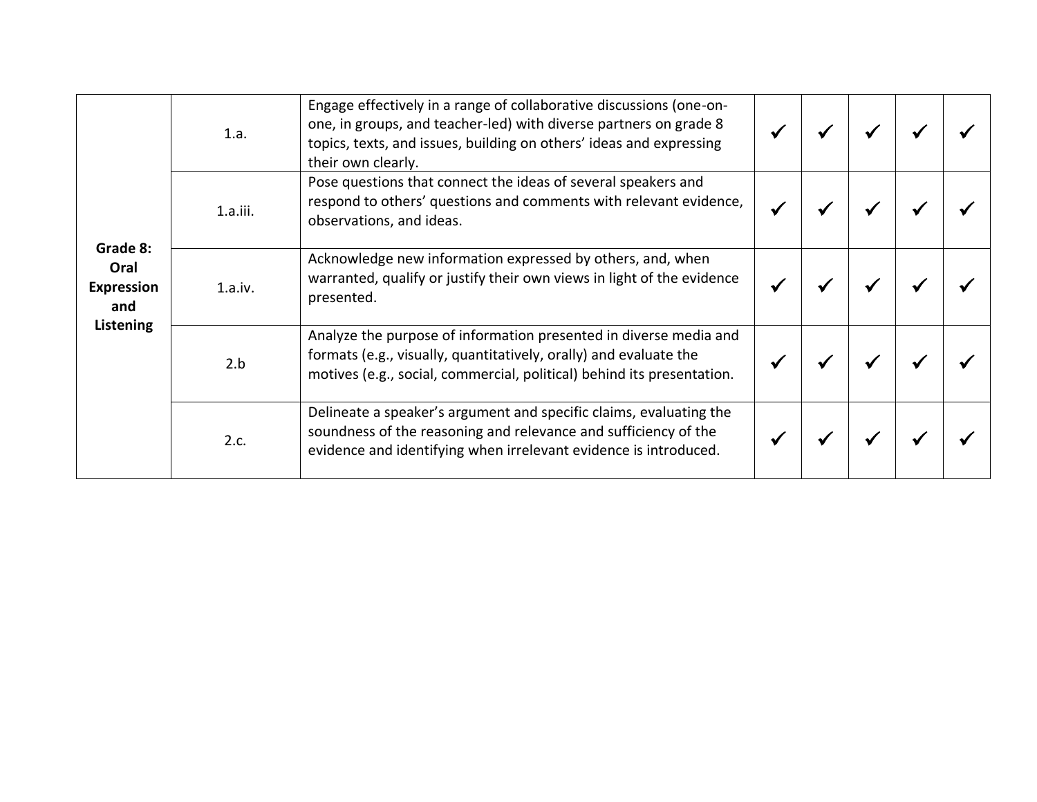| | | | | | | | |
|---|---|---|---|---|---|---|---|
| **Grade 8: Oral Expression and Listening** | 1.a. | Engage effectively in a range of collaborative discussions (one-on-one, in groups, and teacher-led) with diverse partners on grade 8 topics, texts, and issues, building on others' ideas and expressing their own clearly. | ✓ | ✓ | ✓ | ✓ | ✓ |
| | 1.a.iii. | Pose questions that connect the ideas of several speakers and respond to others' questions and comments with relevant evidence, observations, and ideas. | ✓ | ✓ | ✓ | ✓ | ✓ |
| | 1.a.iv. | Acknowledge new information expressed by others, and, when warranted, qualify or justify their own views in light of the evidence presented. | ✓ | ✓ | ✓ | ✓ | ✓ |
| | 2.b | Analyze the purpose of information presented in diverse media and formats (e.g., visually, quantitatively, orally) and evaluate the motives (e.g., social, commercial, political) behind its presentation. | ✓ | ✓ | ✓ | ✓ | ✓ |
| | 2.c. | Delineate a speaker's argument and specific claims, evaluating the soundness of the reasoning and relevance and sufficiency of the evidence and identifying when irrelevant evidence is introduced. | ✓ | ✓ | ✓ | ✓ | ✓ |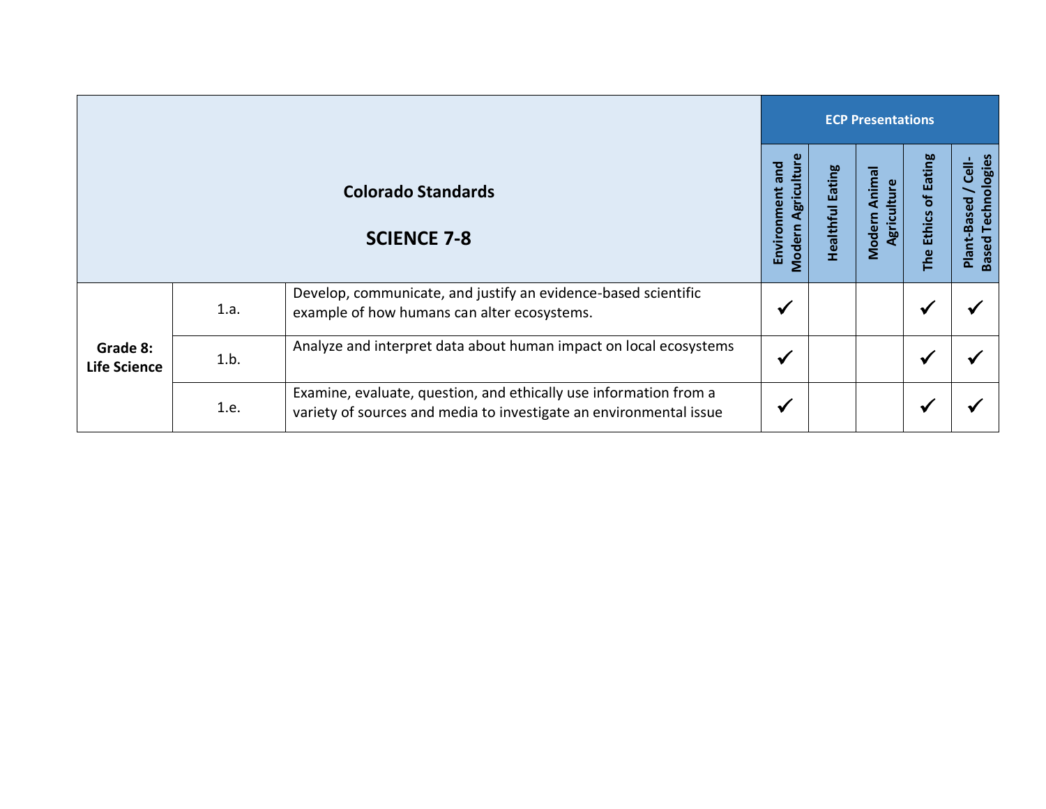| Colorado Standards SCIENCE 7-8 | | | ECP Presentations | | | | |
|---|---|---|---|---|---|---|---|
| | | | Environment and Modern Agriculture | Healthful Eating | Modern Animal Agriculture | The Ethics of Eating | Plant-Based / Cell-Based Technologies |
| **Grade 8: Life Science** | 1.a. | Develop, communicate, and justify an evidence-based scientific example of how humans can alter ecosystems. | ✓ | | | ✓ | ✓ |
| | 1.b. | Analyze and interpret data about human impact on local ecosystems | ✓ | | | ✓ | ✓ |
| | 1.e. | Examine, evaluate, question, and ethically use information from a variety of sources and media to investigate an environmental issue | ✓ | | | ✓ | ✓ |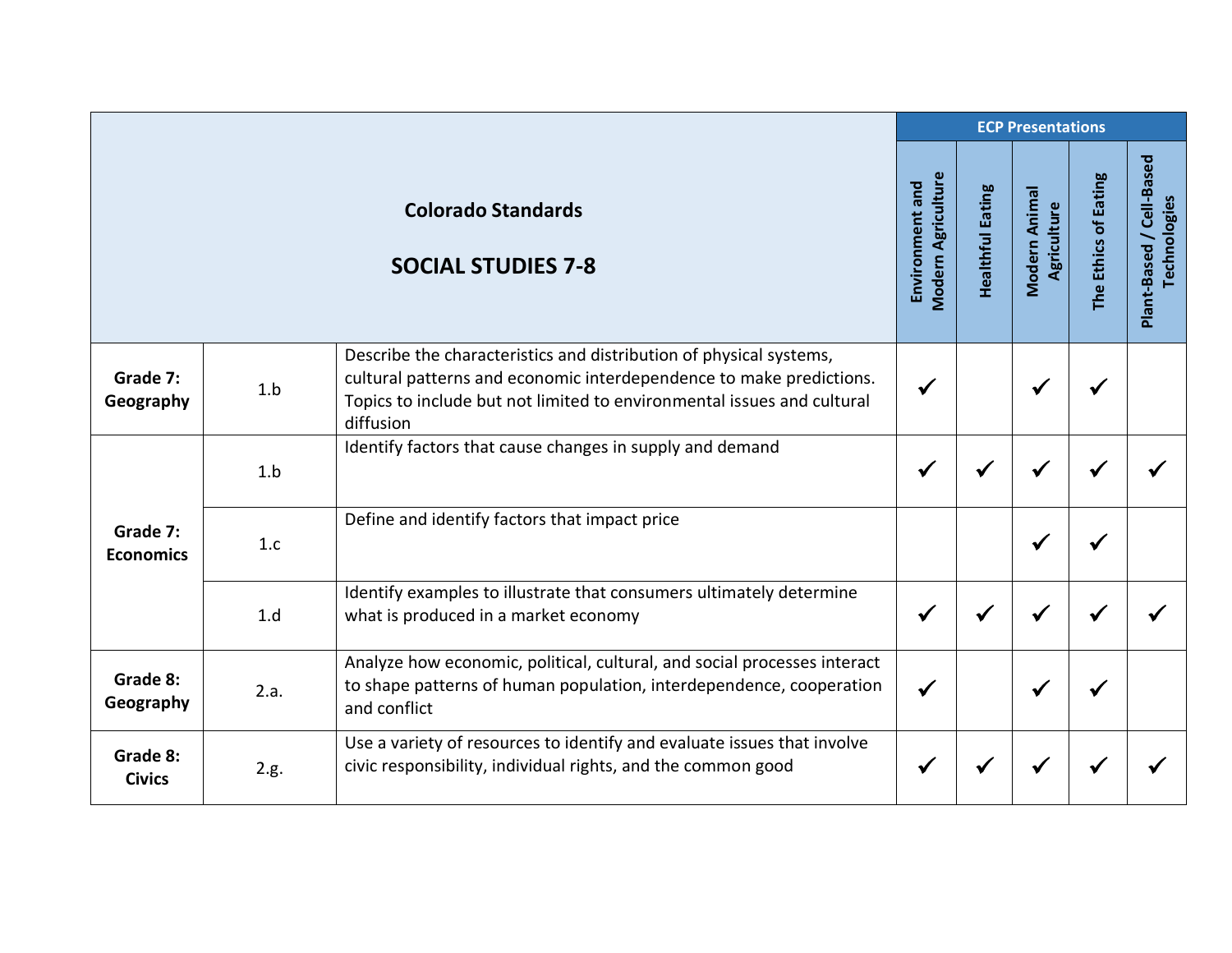| Colorado Standards<br><br>**SOCIAL STUDIES 7-8** | | | ECP Presentations | | | | |
|---|---|---|---|---|---|---|---|
| | | | Environment and Modern Agriculture | Healthful Eating | Modern Animal Agriculture | The Ethics of Eating | Plant-Based / Cell-Based Technologies |
| **Grade 7: Geography** | 1.b | Describe the characteristics and distribution of physical systems, cultural patterns and economic interdependence to make predictions. Topics to include but not limited to environmental issues and cultural diffusion | ✔ | | ✔ | ✔ | |
| **Grade 7: Economics** | 1.b | Identify factors that cause changes in supply and demand | ✔ | ✔ | ✔ | ✔ | ✔ |
| | 1.c | Define and identify factors that impact price | | | ✔ | ✔ | |
| | 1.d | Identify examples to illustrate that consumers ultimately determine what is produced in a market economy | ✔ | ✔ | ✔ | ✔ | ✔ |
| **Grade 8: Geography** | 2.a. | Analyze how economic, political, cultural, and social processes interact to shape patterns of human population, interdependence, cooperation and conflict | ✔ | | ✔ | ✔ | |
| **Grade 8: Civics** | 2.g. | Use a variety of resources to identify and evaluate issues that involve civic responsibility, individual rights, and the common good | ✔ | ✔ | ✔ | ✔ | ✔ |